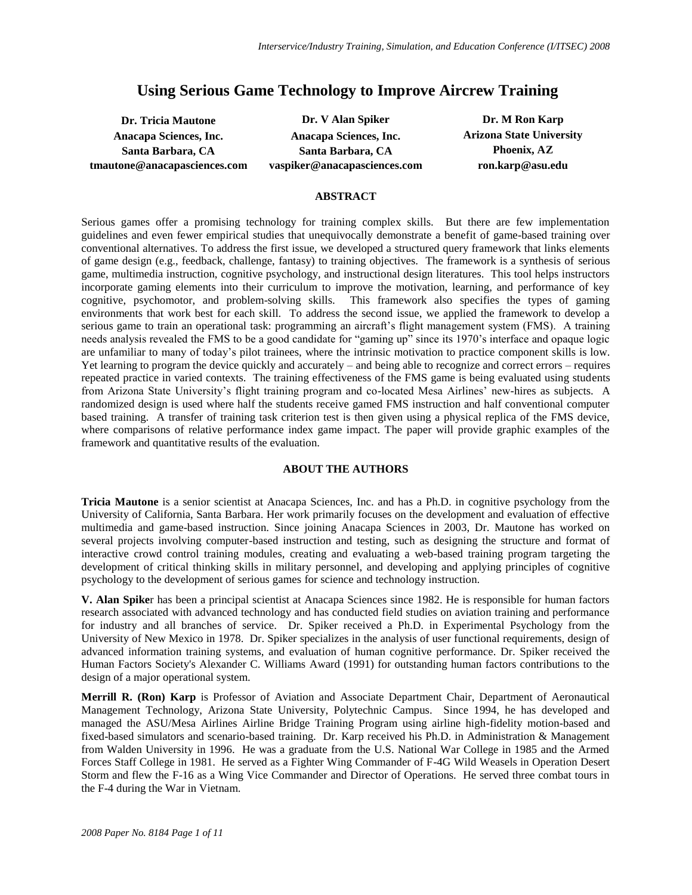# Using Serious Game Technology to Improve Aircrew Training

| **Dr. Tricia Mautone** | **Dr. V Alan Spiker** | **Dr. M Ron Karp** |
|---|---|---|
| **Anacapa Sciences, Inc.** | **Anacapa Sciences, Inc.** | **Arizona State University** |
| **Santa Barbara, CA** | **Santa Barbara, CA** | **Phoenix, AZ** |
| **tmautone@anacapasciences.com** | **vaspiker@anacapasciences.com** | **ron.karp@asu.edu** |

## ABSTRACT

Serious games offer a promising technology for training complex skills. But there are few implementation guidelines and even fewer empirical studies that unequivocally demonstrate a benefit of game-based training over conventional alternatives. To address the first issue, we developed a structured query framework that links elements of game design (e.g., feedback, challenge, fantasy) to training objectives. The framework is a synthesis of serious game, multimedia instruction, cognitive psychology, and instructional design literatures. This tool helps instructors incorporate gaming elements into their curriculum to improve the motivation, learning, and performance of key cognitive, psychomotor, and problem-solving skills. This framework also specifies the types of gaming environments that work best for each skill. To address the second issue, we applied the framework to develop a serious game to train an operational task: programming an aircraft's flight management system (FMS). A training needs analysis revealed the FMS to be a good candidate for "gaming up" since its 1970's interface and opaque logic are unfamiliar to many of today's pilot trainees, where the intrinsic motivation to practice component skills is low. Yet learning to program the device quickly and accurately – and being able to recognize and correct errors – requires repeated practice in varied contexts. The training effectiveness of the FMS game is being evaluated using students from Arizona State University's flight training program and co-located Mesa Airlines' new-hires as subjects. A randomized design is used where half the students receive gamed FMS instruction and half conventional computer based training. A transfer of training task criterion test is then given using a physical replica of the FMS device, where comparisons of relative performance index game impact. The paper will provide graphic examples of the framework and quantitative results of the evaluation.

## ABOUT THE AUTHORS

**Tricia Mautone** is a senior scientist at Anacapa Sciences, Inc. and has a Ph.D. in cognitive psychology from the University of California, Santa Barbara. Her work primarily focuses on the development and evaluation of effective multimedia and game-based instruction. Since joining Anacapa Sciences in 2003, Dr. Mautone has worked on several projects involving computer-based instruction and testing, such as designing the structure and format of interactive crowd control training modules, creating and evaluating a web-based training program targeting the development of critical thinking skills in military personnel, and developing and applying principles of cognitive psychology to the development of serious games for science and technology instruction.

**V. Alan Spike**r has been a principal scientist at Anacapa Sciences since 1982. He is responsible for human factors research associated with advanced technology and has conducted field studies on aviation training and performance for industry and all branches of service. Dr. Spiker received a Ph.D. in Experimental Psychology from the University of New Mexico in 1978. Dr. Spiker specializes in the analysis of user functional requirements, design of advanced information training systems, and evaluation of human cognitive performance. Dr. Spiker received the Human Factors Society's Alexander C. Williams Award (1991) for outstanding human factors contributions to the design of a major operational system.

**Merrill R. (Ron) Karp** is Professor of Aviation and Associate Department Chair, Department of Aeronautical Management Technology, Arizona State University, Polytechnic Campus. Since 1994, he has developed and managed the ASU/Mesa Airlines Airline Bridge Training Program using airline high-fidelity motion-based and fixed-based simulators and scenario-based training. Dr. Karp received his Ph.D. in Administration & Management from Walden University in 1996. He was a graduate from the U.S. National War College in 1985 and the Armed Forces Staff College in 1981. He served as a Fighter Wing Commander of F-4G Wild Weasels in Operation Desert Storm and flew the F-16 as a Wing Vice Commander and Director of Operations. He served three combat tours in the F-4 during the War in Vietnam.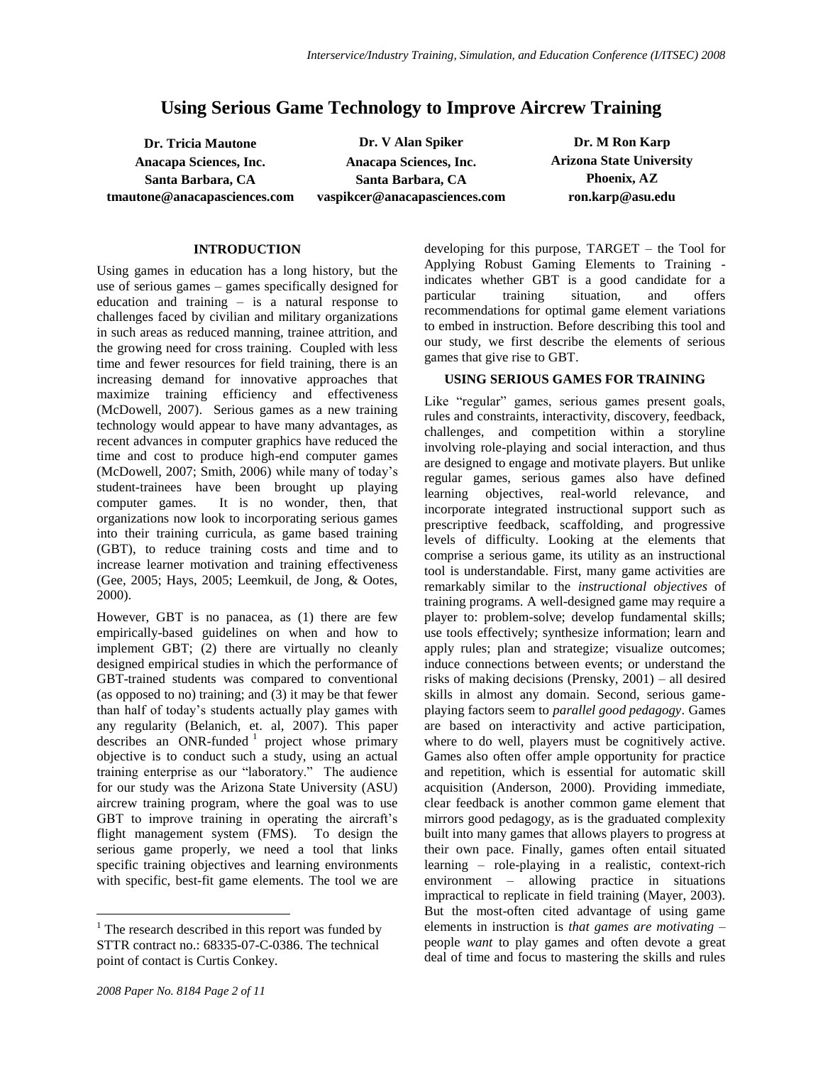# Using Serious Game Technology to Improve Aircrew Training

**Dr. Tricia Mautone**
**Anacapa Sciences, Inc.**
**Santa Barbara, CA**
**tmautone@anacapasciences.com**

**Dr. V Alan Spiker**
**Anacapa Sciences, Inc.**
**Santa Barbara, CA**
**vaspikcer@anacapasciences.com**

**Dr. M Ron Karp**
**Arizona State University**
**Phoenix, AZ**
**ron.karp@asu.edu**

## INTRODUCTION

Using games in education has a long history, but the use of serious games – games specifically designed for education and training – is a natural response to challenges faced by civilian and military organizations in such areas as reduced manning, trainee attrition, and the growing need for cross training. Coupled with less time and fewer resources for field training, there is an increasing demand for innovative approaches that maximize training efficiency and effectiveness (McDowell, 2007). Serious games as a new training technology would appear to have many advantages, as recent advances in computer graphics have reduced the time and cost to produce high-end computer games (McDowell, 2007; Smith, 2006) while many of today's student-trainees have been brought up playing computer games. It is no wonder, then, that organizations now look to incorporating serious games into their training curricula, as game based training (GBT), to reduce training costs and time and to increase learner motivation and training effectiveness (Gee, 2005; Hays, 2005; Leemkuil, de Jong, & Ootes, 2000).

However, GBT is no panacea, as (1) there are few empirically-based guidelines on when and how to implement GBT; (2) there are virtually no cleanly designed empirical studies in which the performance of GBT-trained students was compared to conventional (as opposed to no) training; and (3) it may be that fewer than half of today's students actually play games with any regularity (Belanich, et. al, 2007). This paper describes an ONR-funded [1] project whose primary objective is to conduct such a study, using an actual training enterprise as our "laboratory." The audience for our study was the Arizona State University (ASU) aircrew training program, where the goal was to use GBT to improve training in operating the aircraft's flight management system (FMS). To design the serious game properly, we need a tool that links specific training objectives and learning environments with specific, best-fit game elements. The tool we are developing for this purpose, TARGET – the Tool for Applying Robust Gaming Elements to Training - indicates whether GBT is a good candidate for a particular training situation, and offers recommendations for optimal game element variations to embed in instruction. Before describing this tool and our study, we first describe the elements of serious games that give rise to GBT.

## USING SERIOUS GAMES FOR TRAINING

Like "regular" games, serious games present goals, rules and constraints, interactivity, discovery, feedback, challenges, and competition within a storyline involving role-playing and social interaction, and thus are designed to engage and motivate players. But unlike regular games, serious games also have defined learning objectives, real-world relevance, and incorporate integrated instructional support such as prescriptive feedback, scaffolding, and progressive levels of difficulty. Looking at the elements that comprise a serious game, its utility as an instructional tool is understandable. First, many game activities are remarkably similar to the *instructional objectives* of training programs. A well-designed game may require a player to: problem-solve; develop fundamental skills; use tools effectively; synthesize information; learn and apply rules; plan and strategize; visualize outcomes; induce connections between events; or understand the risks of making decisions (Prensky, 2001) – all desired skills in almost any domain. Second, serious game-playing factors seem to *parallel good pedagogy*. Games are based on interactivity and active participation, where to do well, players must be cognitively active. Games also often offer ample opportunity for practice and repetition, which is essential for automatic skill acquisition (Anderson, 2000). Providing immediate, clear feedback is another common game element that mirrors good pedagogy, as is the graduated complexity built into many games that allows players to progress at their own pace. Finally, games often entail situated learning – role-playing in a realistic, context-rich environment – allowing practice in situations impractical to replicate in field training (Mayer, 2003). But the most-often cited advantage of using game elements in instruction is *that games are motivating* – people *want* to play games and often devote a great deal of time and focus to mastering the skills and rules

[1] The research described in this report was funded by STTR contract no.: 68335-07-C-0386. The technical point of contact is Curtis Conkey.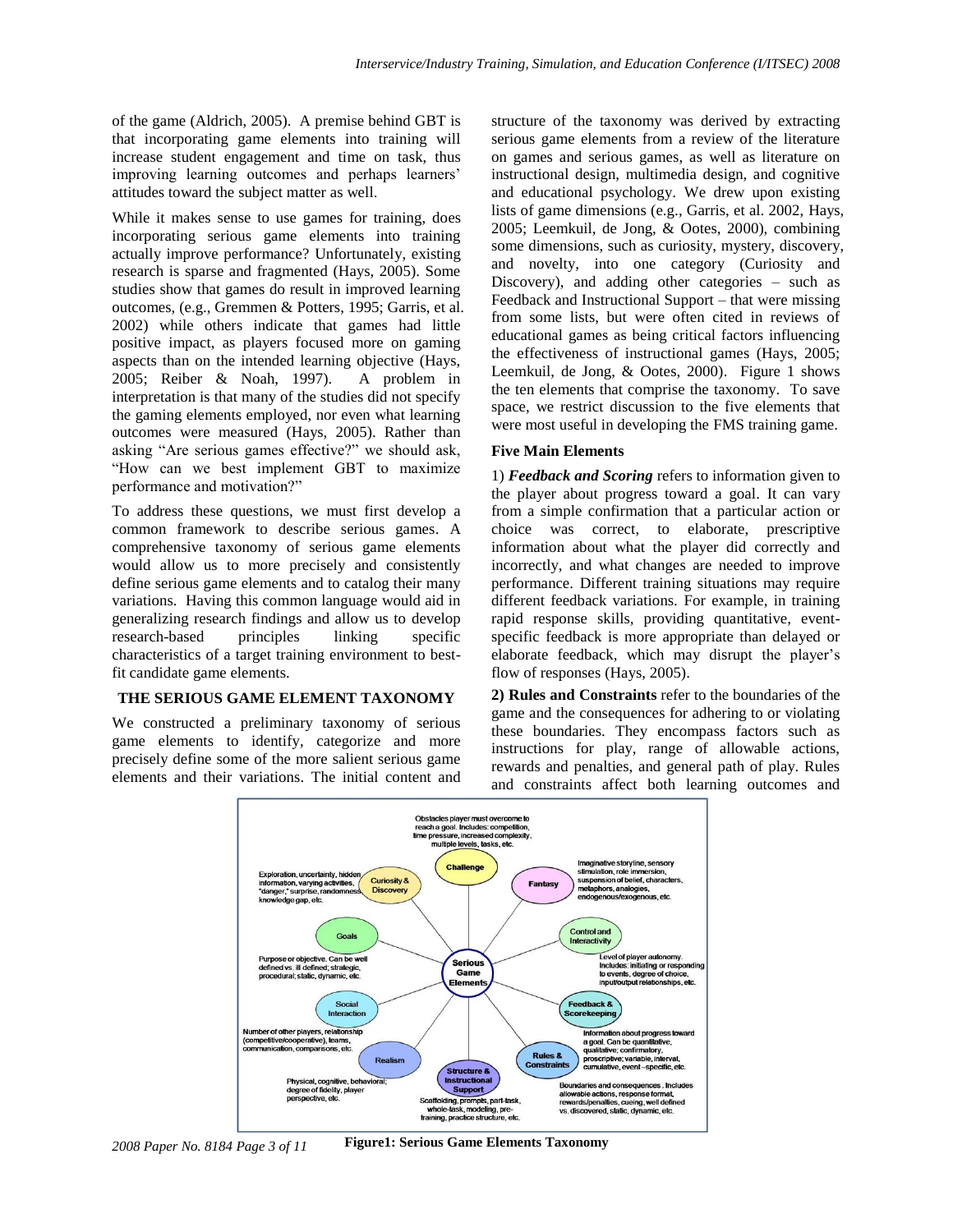of the game (Aldrich, 2005). A premise behind GBT is that incorporating game elements into training will increase student engagement and time on task, thus improving learning outcomes and perhaps learners' attitudes toward the subject matter as well.

While it makes sense to use games for training, does incorporating serious game elements into training actually improve performance? Unfortunately, existing research is sparse and fragmented (Hays, 2005). Some studies show that games do result in improved learning outcomes, (e.g., Gremmen & Potters, 1995; Garris, et al. 2002) while others indicate that games had little positive impact, as players focused more on gaming aspects than on the intended learning objective (Hays, 2005; Reiber & Noah, 1997). A problem in interpretation is that many of the studies did not specify the gaming elements employed, nor even what learning outcomes were measured (Hays, 2005). Rather than asking "Are serious games effective?" we should ask, "How can we best implement GBT to maximize performance and motivation?"

To address these questions, we must first develop a common framework to describe serious games. A comprehensive taxonomy of serious game elements would allow us to more precisely and consistently define serious game elements and to catalog their many variations. Having this common language would aid in generalizing research findings and allow us to develop research-based principles linking specific characteristics of a target training environment to best-fit candidate game elements.

## THE SERIOUS GAME ELEMENT TAXONOMY

We constructed a preliminary taxonomy of serious game elements to identify, categorize and more precisely define some of the more salient serious game elements and their variations. The initial content and structure of the taxonomy was derived by extracting serious game elements from a review of the literature on games and serious games, as well as literature on instructional design, multimedia design, and cognitive and educational psychology. We drew upon existing lists of game dimensions (e.g., Garris, et al. 2002, Hays, 2005; Leemkuil, de Jong, & Ootes, 2000), combining some dimensions, such as curiosity, mystery, discovery, and novelty, into one category (Curiosity and Discovery), and adding other categories – such as Feedback and Instructional Support – that were missing from some lists, but were often cited in reviews of educational games as being critical factors influencing the effectiveness of instructional games (Hays, 2005; Leemkuil, de Jong, & Ootes, 2000). Figure 1 shows the ten elements that comprise the taxonomy. To save space, we restrict discussion to the five elements that were most useful in developing the FMS training game.

### Five Main Elements

1) ***Feedback and Scoring*** refers to information given to the player about progress toward a goal. It can vary from a simple confirmation that a particular action or choice was correct, to elaborate, prescriptive information about what the player did correctly and incorrectly, and what changes are needed to improve performance. Different training situations may require different feedback variations. For example, in training rapid response skills, providing quantitative, event-specific feedback is more appropriate than delayed or elaborate feedback, which may disrupt the player's flow of responses (Hays, 2005).

**2) Rules and Constraints** refer to the boundaries of the game and the consequences for adhering to or violating these boundaries. They encompass factors such as instructions for play, range of allowable actions, rewards and penalties, and general path of play. Rules and constraints affect both learning outcomes and

**Figure1: Serious Game Elements Taxonomy**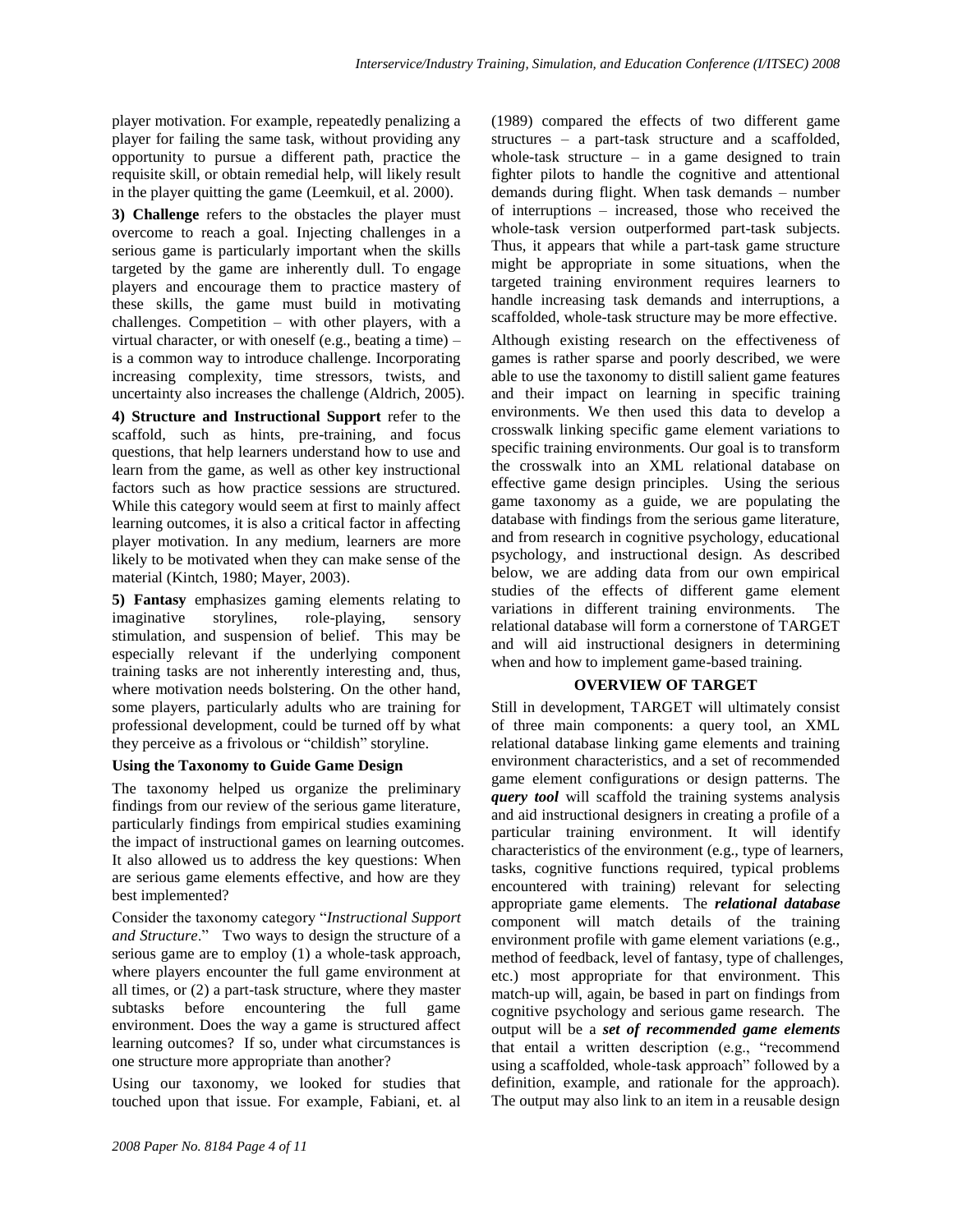player motivation. For example, repeatedly penalizing a player for failing the same task, without providing any opportunity to pursue a different path, practice the requisite skill, or obtain remedial help, will likely result in the player quitting the game (Leemkuil, et al. 2000).

**3) Challenge** refers to the obstacles the player must overcome to reach a goal. Injecting challenges in a serious game is particularly important when the skills targeted by the game are inherently dull. To engage players and encourage them to practice mastery of these skills, the game must build in motivating challenges. Competition – with other players, with a virtual character, or with oneself (e.g., beating a time) – is a common way to introduce challenge. Incorporating increasing complexity, time stressors, twists, and uncertainty also increases the challenge (Aldrich, 2005).

**4) Structure and Instructional Support** refer to the scaffold, such as hints, pre-training, and focus questions, that help learners understand how to use and learn from the game, as well as other key instructional factors such as how practice sessions are structured. While this category would seem at first to mainly affect learning outcomes, it is also a critical factor in affecting player motivation. In any medium, learners are more likely to be motivated when they can make sense of the material (Kintch, 1980; Mayer, 2003).

**5) Fantasy** emphasizes gaming elements relating to imaginative storylines, role-playing, sensory stimulation, and suspension of belief. This may be especially relevant if the underlying component training tasks are not inherently interesting and, thus, where motivation needs bolstering. On the other hand, some players, particularly adults who are training for professional development, could be turned off by what they perceive as a frivolous or "childish" storyline.

### Using the Taxonomy to Guide Game Design

The taxonomy helped us organize the preliminary findings from our review of the serious game literature, particularly findings from empirical studies examining the impact of instructional games on learning outcomes. It also allowed us to address the key questions: When are serious game elements effective, and how are they best implemented?

Consider the taxonomy category "*Instructional Support and Structure*." Two ways to design the structure of a serious game are to employ (1) a whole-task approach, where players encounter the full game environment at all times, or (2) a part-task structure, where they master subtasks before encountering the full game environment. Does the way a game is structured affect learning outcomes? If so, under what circumstances is one structure more appropriate than another?

Using our taxonomy, we looked for studies that touched upon that issue. For example, Fabiani, et. al (1989) compared the effects of two different game structures – a part-task structure and a scaffolded, whole-task structure – in a game designed to train fighter pilots to handle the cognitive and attentional demands during flight. When task demands – number of interruptions – increased, those who received the whole-task version outperformed part-task subjects. Thus, it appears that while a part-task game structure might be appropriate in some situations, when the targeted training environment requires learners to handle increasing task demands and interruptions, a scaffolded, whole-task structure may be more effective.

Although existing research on the effectiveness of games is rather sparse and poorly described, we were able to use the taxonomy to distill salient game features and their impact on learning in specific training environments. We then used this data to develop a crosswalk linking specific game element variations to specific training environments. Our goal is to transform the crosswalk into an XML relational database on effective game design principles. Using the serious game taxonomy as a guide, we are populating the database with findings from the serious game literature, and from research in cognitive psychology, educational psychology, and instructional design. As described below, we are adding data from our own empirical studies of the effects of different game element variations in different training environments. The relational database will form a cornerstone of TARGET and will aid instructional designers in determining when and how to implement game-based training.

## OVERVIEW OF TARGET

Still in development, TARGET will ultimately consist of three main components: a query tool, an XML relational database linking game elements and training environment characteristics, and a set of recommended game element configurations or design patterns. The ***query tool*** will scaffold the training systems analysis and aid instructional designers in creating a profile of a particular training environment. It will identify characteristics of the environment (e.g., type of learners, tasks, cognitive functions required, typical problems encountered with training) relevant for selecting appropriate game elements. The ***relational database*** component will match details of the training environment profile with game element variations (e.g., method of feedback, level of fantasy, type of challenges, etc.) most appropriate for that environment. This match-up will, again, be based in part on findings from cognitive psychology and serious game research. The output will be a ***set of recommended game elements*** that entail a written description (e.g., "recommend using a scaffolded, whole-task approach" followed by a definition, example, and rationale for the approach). The output may also link to an item in a reusable design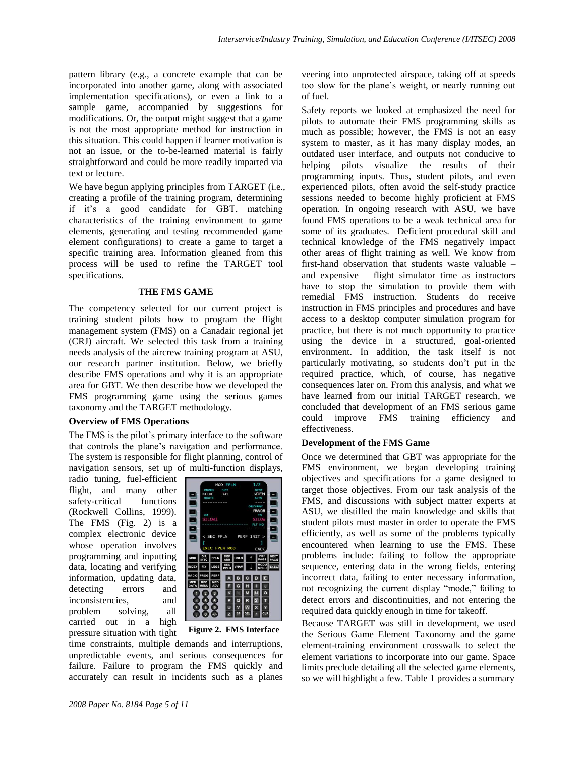pattern library (e.g., a concrete example that can be incorporated into another game, along with associated implementation specifications), or even a link to a sample game, accompanied by suggestions for modifications. Or, the output might suggest that a game is not the most appropriate method for instruction in this situation. This could happen if learner motivation is not an issue, or the to-be-learned material is fairly straightforward and could be more readily imparted via text or lecture.

We have begun applying principles from TARGET (i.e., creating a profile of the training program, determining if it's a good candidate for GBT, matching characteristics of the training environment to game elements, generating and testing recommended game element configurations) to create a game to target a specific training area. Information gleaned from this process will be used to refine the TARGET tool specifications.

## THE FMS GAME

The competency selected for our current project is training student pilots how to program the flight management system (FMS) on a Canadair regional jet (CRJ) aircraft. We selected this task from a training needs analysis of the aircrew training program at ASU, our research partner institution. Below, we briefly describe FMS operations and why it is an appropriate area for GBT. We then describe how we developed the FMS programming game using the serious games taxonomy and the TARGET methodology.

### Overview of FMS Operations

The FMS is the pilot's primary interface to the software that controls the plane's navigation and performance. The system is responsible for flight planning, control of navigation sensors, set up of multi-function displays, radio tuning, fuel-efficient flight, and many other safety-critical functions (Rockwell Collins, 1999). The FMS (Fig. 2) is a complex electronic device whose operation involves programming and inputting data, locating and verifying information, updating data, detecting errors and inconsistencies, and problem solving, all carried out in a high pressure situation with tight time constraints, multiple demands and interruptions, unpredictable events, and serious consequences for failure. Failure to program the FMS quickly and accurately can result in incidents such as a planes veering into unprotected airspace, taking off at speeds too slow for the plane's weight, or nearly running out of fuel.

**Figure 2. FMS Interface**

Safety reports we looked at emphasized the need for pilots to automate their FMS programming skills as much as possible; however, the FMS is not an easy system to master, as it has many display modes, an outdated user interface, and outputs not conducive to helping pilots visualize the results of their programming inputs. Thus, student pilots, and even experienced pilots, often avoid the self-study practice sessions needed to become highly proficient at FMS operation. In ongoing research with ASU, we have found FMS operations to be a weak technical area for some of its graduates. Deficient procedural skill and technical knowledge of the FMS negatively impact other areas of flight training as well. We know from first-hand observation that students waste valuable – and expensive – flight simulator time as instructors have to stop the simulation to provide them with remedial FMS instruction. Students do receive instruction in FMS principles and procedures and have access to a desktop computer simulation program for practice, but there is not much opportunity to practice using the device in a structured, goal-oriented environment. In addition, the task itself is not particularly motivating, so students don't put in the required practice, which, of course, has negative consequences later on. From this analysis, and what we have learned from our initial TARGET research, we concluded that development of an FMS serious game could improve FMS training efficiency and effectiveness.

### Development of the FMS Game

Once we determined that GBT was appropriate for the FMS environment, we began developing training objectives and specifications for a game designed to target those objectives. From our task analysis of the FMS, and discussions with subject matter experts at ASU, we distilled the main knowledge and skills that student pilots must master in order to operate the FMS efficiently, as well as some of the problems typically encountered when learning to use the FMS. These problems include: failing to follow the appropriate sequence, entering data in the wrong fields, entering incorrect data, failing to enter necessary information, not recognizing the current display "mode," failing to detect errors and discontinuities, and not entering the required data quickly enough in time for takeoff.

Because TARGET was still in development, we used the Serious Game Element Taxonomy and the game element-training environment crosswalk to select the element variations to incorporate into our game. Space limits preclude detailing all the selected game elements, so we will highlight a few. Table 1 provides a summary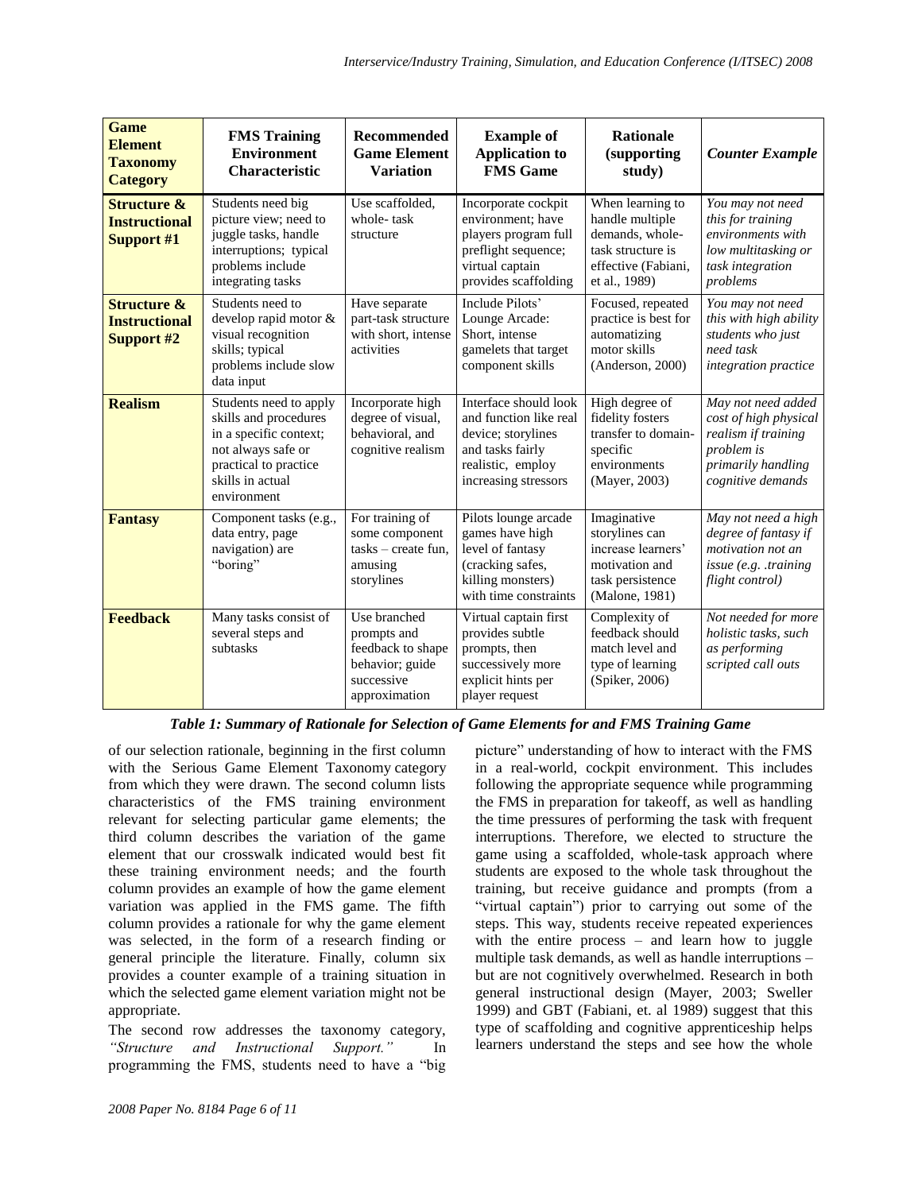| **Game Element Taxonomy Category** | **FMS Training Environment Characteristic** | **Recommended Game Element Variation** | **Example of Application to FMS Game** | **Rationale (supporting study)** | ***Counter Example*** |
|---|---|---|---|---|---|
| **Structure & Instructional Support #1** | Students need big picture view; need to juggle tasks, handle interruptions; typical problems include integrating tasks | Use scaffolded, whole- task structure | Incorporate cockpit environment; have players program full preflight sequence; virtual captain provides scaffolding | When learning to handle multiple demands, whole-task structure is effective (Fabiani, et al., 1989) | *You may not need this for training environments with low multitasking or task integration problems* |
| **Structure & Instructional Support #2** | Students need to develop rapid motor & visual recognition skills; typical problems include slow data input | Have separate part-task structure with short, intense activities | Include Pilots' Lounge Arcade: Short, intense gamelets that target component skills | Focused, repeated practice is best for automatizing motor skills (Anderson, 2000) | *You may not need this with high ability students who just need task integration practice* |
| **Realism** | Students need to apply skills and procedures in a specific context; not always safe or practical to practice skills in actual environment | Incorporate high degree of visual, behavioral, and cognitive realism | Interface should look and function like real device; storylines and tasks fairly realistic, employ increasing stressors | High degree of fidelity fosters transfer to domain-specific environments (Mayer, 2003) | *May not need added cost of high physical realism if training problem is primarily handling cognitive demands* |
| **Fantasy** | Component tasks (e.g., data entry, page navigation) are "boring" | For training of some component tasks – create fun, amusing storylines | Pilots lounge arcade games have high level of fantasy (cracking safes, killing monsters) with time constraints | Imaginative storylines can increase learners' motivation and task persistence (Malone, 1981) | *May not need a high degree of fantasy if motivation not an issue (e.g. .training flight control)* |
| **Feedback** | Many tasks consist of several steps and subtasks | Use branched prompts and feedback to shape behavior; guide successive approximation | Virtual captain first provides subtle prompts, then successively more explicit hints per player request | Complexity of feedback should match level and type of learning (Spiker, 2006) | *Not needed for more holistic tasks, such as performing scripted call outs* |

***Table 1: Summary of Rationale for Selection of Game Elements for and FMS Training Game***

of our selection rationale, beginning in the first column with the Serious Game Element Taxonomy category from which they were drawn. The second column lists characteristics of the FMS training environment relevant for selecting particular game elements; the third column describes the variation of the game element that our crosswalk indicated would best fit these training environment needs; and the fourth column provides an example of how the game element variation was applied in the FMS game. The fifth column provides a rationale for why the game element was selected, in the form of a research finding or general principle the literature. Finally, column six provides a counter example of a training situation in which the selected game element variation might not be appropriate.

The second row addresses the taxonomy category, *"Structure and Instructional Support."* In programming the FMS, students need to have a "big picture" understanding of how to interact with the FMS in a real-world, cockpit environment. This includes following the appropriate sequence while programming the FMS in preparation for takeoff, as well as handling the time pressures of performing the task with frequent interruptions. Therefore, we elected to structure the game using a scaffolded, whole-task approach where students are exposed to the whole task throughout the training, but receive guidance and prompts (from a "virtual captain") prior to carrying out some of the steps. This way, students receive repeated experiences with the entire process – and learn how to juggle multiple task demands, as well as handle interruptions – but are not cognitively overwhelmed. Research in both general instructional design (Mayer, 2003; Sweller 1999) and GBT (Fabiani, et. al 1989) suggest that this type of scaffolding and cognitive apprenticeship helps learners understand the steps and see how the whole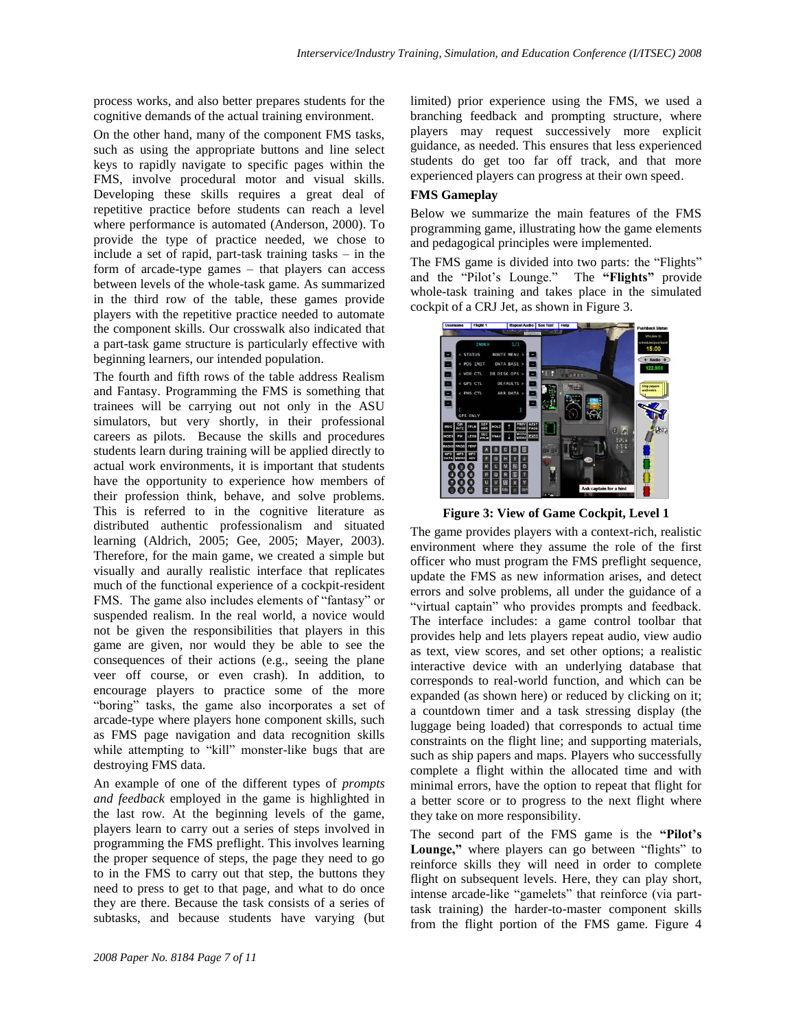process works, and also better prepares students for the cognitive demands of the actual training environment.

On the other hand, many of the component FMS tasks, such as using the appropriate buttons and line select keys to rapidly navigate to specific pages within the FMS, involve procedural motor and visual skills. Developing these skills requires a great deal of repetitive practice before students can reach a level where performance is automated (Anderson, 2000). To provide the type of practice needed, we chose to include a set of rapid, part-task training tasks – in the form of arcade-type games – that players can access between levels of the whole-task game. As summarized in the third row of the table, these games provide players with the repetitive practice needed to automate the component skills. Our crosswalk also indicated that a part-task game structure is particularly effective with beginning learners, our intended population.

The fourth and fifth rows of the table address Realism and Fantasy. Programming the FMS is something that trainees will be carrying out not only in the ASU simulators, but very shortly, in their professional careers as pilots. Because the skills and procedures students learn during training will be applied directly to actual work environments, it is important that students have the opportunity to experience how members of their profession think, behave, and solve problems. This is referred to in the cognitive literature as distributed authentic professionalism and situated learning (Aldrich, 2005; Gee, 2005; Mayer, 2003). Therefore, for the main game, we created a simple but visually and aurally realistic interface that replicates much of the functional experience of a cockpit-resident FMS. The game also includes elements of "fantasy" or suspended realism. In the real world, a novice would not be given the responsibilities that players in this game are given, nor would they be able to see the consequences of their actions (e.g., seeing the plane veer off course, or even crash). In addition, to encourage players to practice some of the more "boring" tasks, the game also incorporates a set of arcade-type where players hone component skills, such as FMS page navigation and data recognition skills while attempting to "kill" monster-like bugs that are destroying FMS data.

An example of one of the different types of *prompts and feedback* employed in the game is highlighted in the last row. At the beginning levels of the game, players learn to carry out a series of steps involved in programming the FMS preflight. This involves learning the proper sequence of steps, the page they need to go to in the FMS to carry out that step, the buttons they need to press to get to that page, and what to do once they are there. Because the task consists of a series of subtasks, and because students have varying (but limited) prior experience using the FMS, we used a branching feedback and prompting structure, where players may request successively more explicit guidance, as needed. This ensures that less experienced students do get too far off track, and that more experienced players can progress at their own speed.

**FMS Gameplay**

Below we summarize the main features of the FMS programming game, illustrating how the game elements and pedagogical principles were implemented.

The FMS game is divided into two parts: the "Flights" and the "Pilot's Lounge." The **"Flights"** provide whole-task training and takes place in the simulated cockpit of a CRJ Jet, as shown in Figure 3.

**Figure 3: View of Game Cockpit, Level 1**

The game provides players with a context-rich, realistic environment where they assume the role of the first officer who must program the FMS preflight sequence, update the FMS as new information arises, and detect errors and solve problems, all under the guidance of a "virtual captain" who provides prompts and feedback. The interface includes: a game control toolbar that provides help and lets players repeat audio, view audio as text, view scores, and set other options; a realistic interactive device with an underlying database that corresponds to real-world function, and which can be expanded (as shown here) or reduced by clicking on it; a countdown timer and a task stressing display (the luggage being loaded) that corresponds to actual time constraints on the flight line; and supporting materials, such as ship papers and maps. Players who successfully complete a flight within the allocated time and with minimal errors, have the option to repeat that flight for a better score or to progress to the next flight where they take on more responsibility.

The second part of the FMS game is the **"Pilot's Lounge,"** where players can go between "flights" to reinforce skills they will need in order to complete flight on subsequent levels. Here, they can play short, intense arcade-like "gamelets" that reinforce (via part-task training) the harder-to-master component skills from the flight portion of the FMS game. Figure 4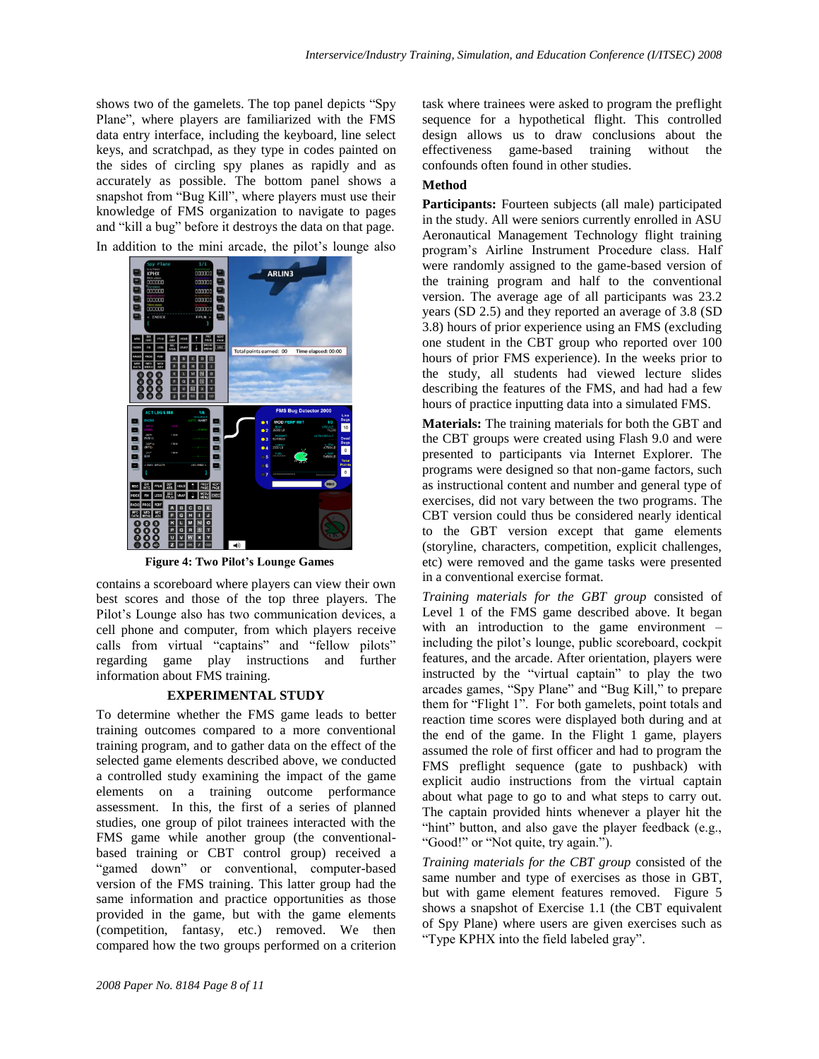shows two of the gamelets. The top panel depicts "Spy Plane", where players are familiarized with the FMS data entry interface, including the keyboard, line select keys, and scratchpad, as they type in codes painted on the sides of circling spy planes as rapidly and as accurately as possible. The bottom panel shows a snapshot from "Bug Kill", where players must use their knowledge of FMS organization to navigate to pages and "kill a bug" before it destroys the data on that page.

In addition to the mini arcade, the pilot's lounge also contains a scoreboard where players can view their own best scores and those of the top three players. The Pilot's Lounge also has two communication devices, a cell phone and computer, from which players receive calls from virtual "captains" and "fellow pilots" regarding game play instructions and further information about FMS training.

**Figure 4: Two Pilot's Lounge Games**

## EXPERIMENTAL STUDY

To determine whether the FMS game leads to better training outcomes compared to a more conventional training program, and to gather data on the effect of the selected game elements described above, we conducted a controlled study examining the impact of the game elements on a training outcome performance assessment. In this, the first of a series of planned studies, one group of pilot trainees interacted with the FMS game while another group (the conventional-based training or CBT control group) received a "gamed down" or conventional, computer-based version of the FMS training. This latter group had the same information and practice opportunities as those provided in the game, but with the game elements (competition, fantasy, etc.) removed. We then compared how the two groups performed on a criterion task where trainees were asked to program the preflight sequence for a hypothetical flight. This controlled design allows us to draw conclusions about the effectiveness game-based training without the confounds often found in other studies.

### Method

**Participants:** Fourteen subjects (all male) participated in the study. All were seniors currently enrolled in ASU Aeronautical Management Technology flight training program's Airline Instrument Procedure class. Half were randomly assigned to the game-based version of the training program and half to the conventional version. The average age of all participants was 23.2 years (SD 2.5) and they reported an average of 3.8 (SD 3.8) hours of prior experience using an FMS (excluding one student in the CBT group who reported over 100 hours of prior FMS experience). In the weeks prior to the study, all students had viewed lecture slides describing the features of the FMS, and had had a few hours of practice inputting data into a simulated FMS.

**Materials:** The training materials for both the GBT and the CBT groups were created using Flash 9.0 and were presented to participants via Internet Explorer. The programs were designed so that non-game factors, such as instructional content and number and general type of exercises, did not vary between the two programs. The CBT version could thus be considered nearly identical to the GBT version except that game elements (storyline, characters, competition, explicit challenges, etc) were removed and the game tasks were presented in a conventional exercise format.

*Training materials for the GBT group* consisted of Level 1 of the FMS game described above. It began with an introduction to the game environment – including the pilot's lounge, public scoreboard, cockpit features, and the arcade. After orientation, players were instructed by the "virtual captain" to play the two arcades games, "Spy Plane" and "Bug Kill," to prepare them for "Flight 1". For both gamelets, point totals and reaction time scores were displayed both during and at the end of the game. In the Flight 1 game, players assumed the role of first officer and had to program the FMS preflight sequence (gate to pushback) with explicit audio instructions from the virtual captain about what page to go to and what steps to carry out. The captain provided hints whenever a player hit the "hint" button, and also gave the player feedback (e.g., "Good!" or "Not quite, try again.").

*Training materials for the CBT group* consisted of the same number and type of exercises as those in GBT, but with game element features removed. Figure 5 shows a snapshot of Exercise 1.1 (the CBT equivalent of Spy Plane) where users are given exercises such as "Type KPHX into the field labeled gray".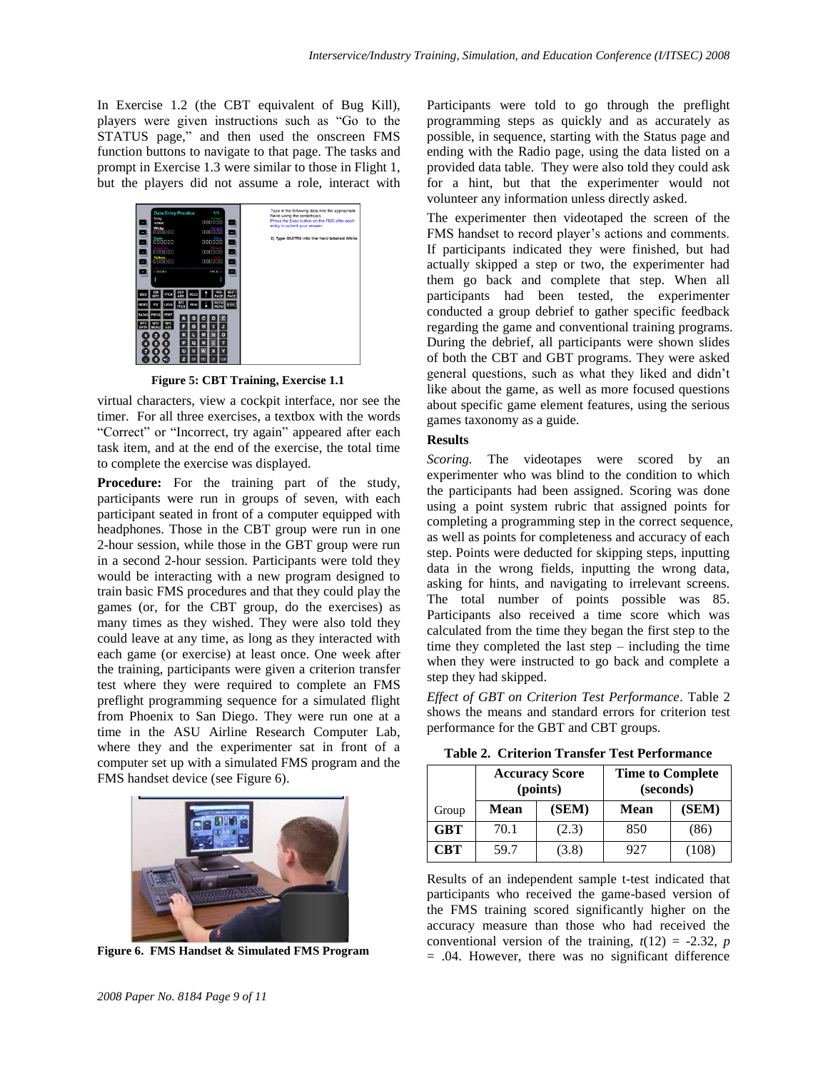In Exercise 1.2 (the CBT equivalent of Bug Kill), players were given instructions such as "Go to the STATUS page," and then used the onscreen FMS function buttons to navigate to that page. The tasks and prompt in Exercise 1.3 were similar to those in Flight 1, but the players did not assume a role, interact with virtual characters, view a cockpit interface, nor see the timer. For all three exercises, a textbox with the words "Correct" or "Incorrect, try again" appeared after each task item, and at the end of the exercise, the total time to complete the exercise was displayed.

**Figure 5: CBT Training, Exercise 1.1**

**Procedure:** For the training part of the study, participants were run in groups of seven, with each participant seated in front of a computer equipped with headphones. Those in the CBT group were run in one 2-hour session, while those in the GBT group were run in a second 2-hour session. Participants were told they would be interacting with a new program designed to train basic FMS procedures and that they could play the games (or, for the CBT group, do the exercises) as many times as they wished. They were also told they could leave at any time, as long as they interacted with each game (or exercise) at least once. One week after the training, participants were given a criterion transfer test where they were required to complete an FMS preflight programming sequence for a simulated flight from Phoenix to San Diego. They were run one at a time in the ASU Airline Research Computer Lab, where they and the experimenter sat in front of a computer set up with a simulated FMS program and the FMS handset device (see Figure 6).

**Figure 6. FMS Handset & Simulated FMS Program**

Participants were told to go through the preflight programming steps as quickly and as accurately as possible, in sequence, starting with the Status page and ending with the Radio page, using the data listed on a provided data table. They were also told they could ask for a hint, but that the experimenter would not volunteer any information unless directly asked.

The experimenter then videotaped the screen of the FMS handset to record player's actions and comments. If participants indicated they were finished, but had actually skipped a step or two, the experimenter had them go back and complete that step. When all participants had been tested, the experimenter conducted a group debrief to gather specific feedback regarding the game and conventional training programs. During the debrief, all participants were shown slides of both the CBT and GBT programs. They were asked general questions, such as what they liked and didn't like about the game, as well as more focused questions about specific game element features, using the serious games taxonomy as a guide.

**Results**

*Scoring.* The videotapes were scored by an experimenter who was blind to the condition to which the participants had been assigned. Scoring was done using a point system rubric that assigned points for completing a programming step in the correct sequence, as well as points for completeness and accuracy of each step. Points were deducted for skipping steps, inputting data in the wrong fields, inputting the wrong data, asking for hints, and navigating to irrelevant screens. The total number of points possible was 85. Participants also received a time score which was calculated from the time they began the first step to the time they completed the last step – including the time when they were instructed to go back and complete a step they had skipped.

*Effect of GBT on Criterion Test Performance*. Table 2 shows the means and standard errors for criterion test performance for the GBT and CBT groups.

**Table 2. Criterion Transfer Test Performance**

| | Accuracy Score (points) | | Time to Complete (seconds) | |
|---|---|---|---|---|
| Group | **Mean** | **(SEM)** | **Mean** | **(SEM)** |
| **GBT** | 70.1 | (2.3) | 850 | (86) |
| **CBT** | 59.7 | (3.8) | 927 | (108) |

Results of an independent sample t-test indicated that participants who received the game-based version of the FMS training scored significantly higher on the accuracy measure than those who had received the conventional version of the training, $t(12) = -2.32$, $p = .04$. However, there was no significant difference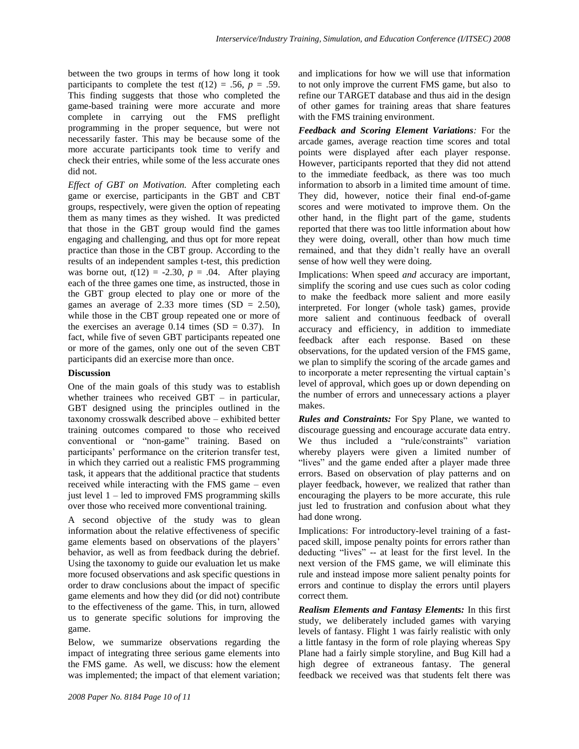between the two groups in terms of how long it took participants to complete the test $t(12) = .56$, $p = .59$. This finding suggests that those who completed the game-based training were more accurate and more complete in carrying out the FMS preflight programming in the proper sequence, but were not necessarily faster. This may be because some of the more accurate participants took time to verify and check their entries, while some of the less accurate ones did not.

*Effect of GBT on Motivation.* After completing each game or exercise, participants in the GBT and CBT groups, respectively, were given the option of repeating them as many times as they wished. It was predicted that those in the GBT group would find the games engaging and challenging, and thus opt for more repeat practice than those in the CBT group. According to the results of an independent samples t-test, this prediction was borne out, $t(12) = -2.30$, $p = .04$. After playing each of the three games one time, as instructed, those in the GBT group elected to play one or more of the games an average of 2.33 more times (SD = 2.50), while those in the CBT group repeated one or more of the exercises an average 0.14 times (SD = 0.37). In fact, while five of seven GBT participants repeated one or more of the games, only one out of the seven CBT participants did an exercise more than once.

### Discussion

One of the main goals of this study was to establish whether trainees who received GBT – in particular, GBT designed using the principles outlined in the taxonomy crosswalk described above – exhibited better training outcomes compared to those who received conventional or "non-game" training. Based on participants' performance on the criterion transfer test, in which they carried out a realistic FMS programming task, it appears that the additional practice that students received while interacting with the FMS game – even just level 1 – led to improved FMS programming skills over those who received more conventional training.

A second objective of the study was to glean information about the relative effectiveness of specific game elements based on observations of the players' behavior, as well as from feedback during the debrief. Using the taxonomy to guide our evaluation let us make more focused observations and ask specific questions in order to draw conclusions about the impact of specific game elements and how they did (or did not) contribute to the effectiveness of the game. This, in turn, allowed us to generate specific solutions for improving the game.

Below, we summarize observations regarding the impact of integrating three serious game elements into the FMS game. As well, we discuss: how the element was implemented; the impact of that element variation; and implications for how we will use that information to not only improve the current FMS game, but also to refine our TARGET database and thus aid in the design of other games for training areas that share features with the FMS training environment.

***Feedback and Scoring Element Variations:*** For the arcade games, average reaction time scores and total points were displayed after each player response. However, participants reported that they did not attend to the immediate feedback, as there was too much information to absorb in a limited time amount of time. They did, however, notice their final end-of-game scores and were motivated to improve them. On the other hand, in the flight part of the game, students reported that there was too little information about how they were doing, overall, other than how much time remained, and that they didn't really have an overall sense of how well they were doing.

Implications: When speed *and* accuracy are important, simplify the scoring and use cues such as color coding to make the feedback more salient and more easily interpreted. For longer (whole task) games, provide more salient and continuous feedback of overall accuracy and efficiency, in addition to immediate feedback after each response. Based on these observations, for the updated version of the FMS game, we plan to simplify the scoring of the arcade games and to incorporate a meter representing the virtual captain's level of approval, which goes up or down depending on the number of errors and unnecessary actions a player makes.

***Rules and Constraints:*** For Spy Plane, we wanted to discourage guessing and encourage accurate data entry. We thus included a "rule/constraints" variation whereby players were given a limited number of "lives" and the game ended after a player made three errors. Based on observation of play patterns and on player feedback, however, we realized that rather than encouraging the players to be more accurate, this rule just led to frustration and confusion about what they had done wrong.

Implications: For introductory-level training of a fast-paced skill, impose penalty points for errors rather than deducting "lives" -- at least for the first level. In the next version of the FMS game, we will eliminate this rule and instead impose more salient penalty points for errors and continue to display the errors until players correct them.

***Realism Elements and Fantasy Elements:*** In this first study, we deliberately included games with varying levels of fantasy. Flight 1 was fairly realistic with only a little fantasy in the form of role playing whereas Spy Plane had a fairly simple storyline, and Bug Kill had a high degree of extraneous fantasy. The general feedback we received was that students felt there was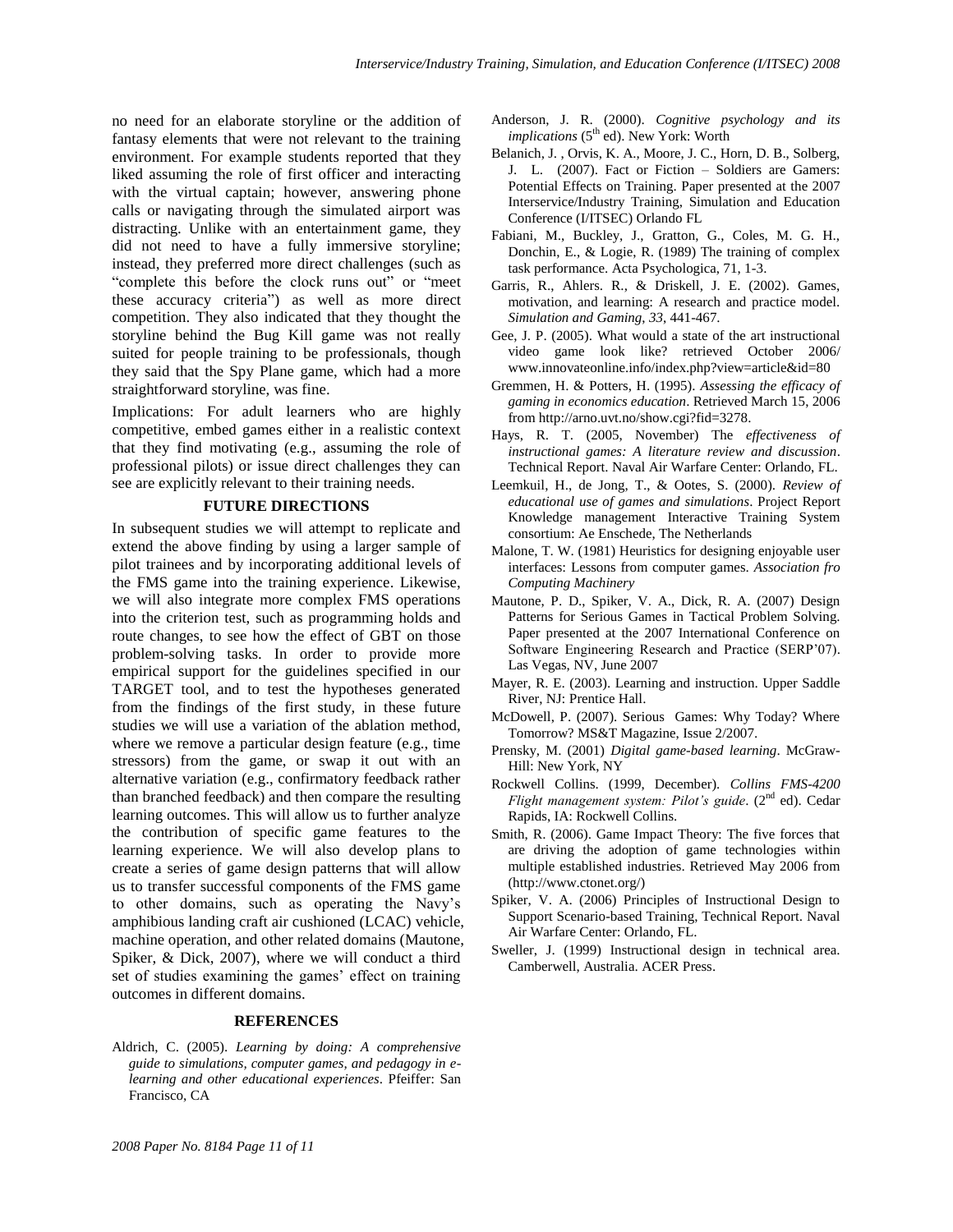no need for an elaborate storyline or the addition of fantasy elements that were not relevant to the training environment. For example students reported that they liked assuming the role of first officer and interacting with the virtual captain; however, answering phone calls or navigating through the simulated airport was distracting. Unlike with an entertainment game, they did not need to have a fully immersive storyline; instead, they preferred more direct challenges (such as "complete this before the clock runs out" or "meet these accuracy criteria") as well as more direct competition. They also indicated that they thought the storyline behind the Bug Kill game was not really suited for people training to be professionals, though they said that the Spy Plane game, which had a more straightforward storyline, was fine.

Implications: For adult learners who are highly competitive, embed games either in a realistic context that they find motivating (e.g., assuming the role of professional pilots) or issue direct challenges they can see are explicitly relevant to their training needs.

## FUTURE DIRECTIONS

In subsequent studies we will attempt to replicate and extend the above finding by using a larger sample of pilot trainees and by incorporating additional levels of the FMS game into the training experience. Likewise, we will also integrate more complex FMS operations into the criterion test, such as programming holds and route changes, to see how the effect of GBT on those problem-solving tasks. In order to provide more empirical support for the guidelines specified in our TARGET tool, and to test the hypotheses generated from the findings of the first study, in these future studies we will use a variation of the ablation method, where we remove a particular design feature (e.g., time stressors) from the game, or swap it out with an alternative variation (e.g., confirmatory feedback rather than branched feedback) and then compare the resulting learning outcomes. This will allow us to further analyze the contribution of specific game features to the learning experience. We will also develop plans to create a series of game design patterns that will allow us to transfer successful components of the FMS game to other domains, such as operating the Navy's amphibious landing craft air cushioned (LCAC) vehicle, machine operation, and other related domains (Mautone, Spiker, & Dick, 2007), where we will conduct a third set of studies examining the games' effect on training outcomes in different domains.

## REFERENCES

Aldrich, C. (2005). *Learning by doing: A comprehensive guide to simulations, computer games, and pedagogy in e-learning and other educational experiences*. Pfeiffer: San Francisco, CA

Anderson, J. R. (2000). *Cognitive psychology and its implications* (5th ed). New York: Worth

Belanich, J. , Orvis, K. A., Moore, J. C., Horn, D. B., Solberg, J. L. (2007). Fact or Fiction – Soldiers are Gamers: Potential Effects on Training. Paper presented at the 2007 Interservice/Industry Training, Simulation and Education Conference (I/ITSEC) Orlando FL

Fabiani, M., Buckley, J., Gratton, G., Coles, M. G. H., Donchin, E., & Logie, R. (1989) The training of complex task performance. Acta Psychologica, 71, 1-3.

Garris, R., Ahlers. R., & Driskell, J. E. (2002). Games, motivation, and learning: A research and practice model. *Simulation and Gaming, 33*, 441-467.

Gee, J. P. (2005). What would a state of the art instructional video game look like? retrieved October 2006/ www.innovateonline.info/index.php?view=article&id=80

Gremmen, H. & Potters, H. (1995). *Assessing the efficacy of gaming in economics education*. Retrieved March 15, 2006 from http://arno.uvt.no/show.cgi?fid=3278.

Hays, R. T. (2005, November) The *effectiveness of instructional games: A literature review and discussion*. Technical Report. Naval Air Warfare Center: Orlando, FL.

Leemkuil, H., de Jong, T., & Ootes, S. (2000). *Review of educational use of games and simulations*. Project Report Knowledge management Interactive Training System consortium: Ae Enschede, The Netherlands

Malone, T. W. (1981) Heuristics for designing enjoyable user interfaces: Lessons from computer games. *Association fro Computing Machinery*

Mautone, P. D., Spiker, V. A., Dick, R. A. (2007) Design Patterns for Serious Games in Tactical Problem Solving. Paper presented at the 2007 International Conference on Software Engineering Research and Practice (SERP'07). Las Vegas, NV, June 2007

Mayer, R. E. (2003). Learning and instruction. Upper Saddle River, NJ: Prentice Hall.

McDowell, P. (2007). Serious Games: Why Today? Where Tomorrow? MS&T Magazine, Issue 2/2007.

Prensky, M. (2001) *Digital game-based learning*. McGraw-Hill: New York, NY

Rockwell Collins. (1999, December). *Collins FMS-4200 Flight management system: Pilot's guide*. (2nd ed). Cedar Rapids, IA: Rockwell Collins.

Smith, R. (2006). Game Impact Theory: The five forces that are driving the adoption of game technologies within multiple established industries. Retrieved May 2006 from (http://www.ctonet.org/)

Spiker, V. A. (2006) Principles of Instructional Design to Support Scenario-based Training, Technical Report. Naval Air Warfare Center: Orlando, FL.

Sweller, J. (1999) Instructional design in technical area. Camberwell, Australia. ACER Press.